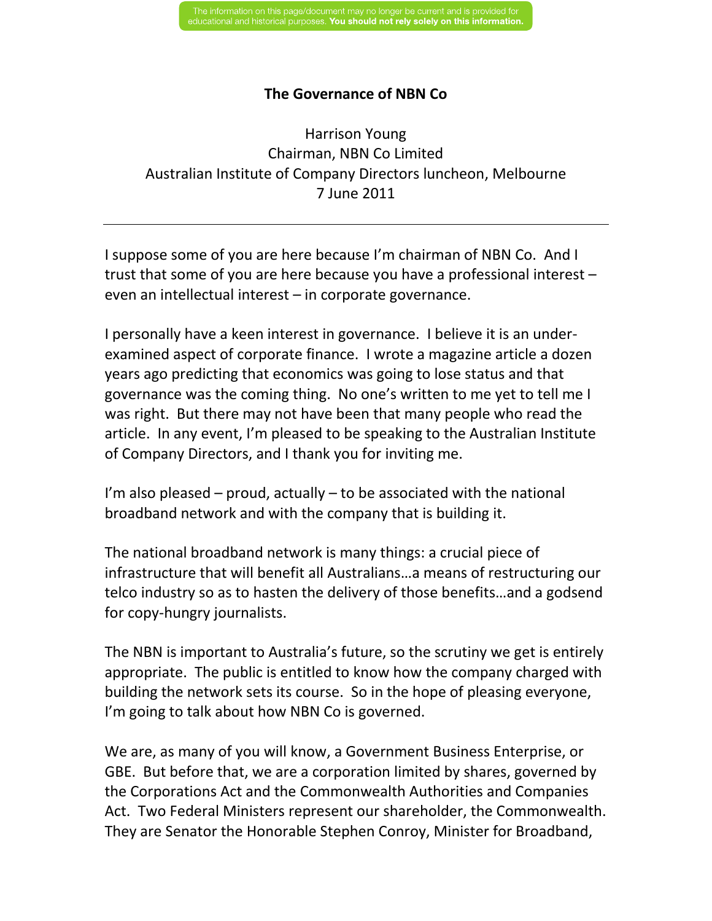The information on this page/document may no longer be current and is provided for educational and historical purposes. **You should not rely solely on this information.**

# The Governance of NBN Co

Harrison Young
Chairman, NBN Co Limited
Australian Institute of Company Directors luncheon, Melbourne
7 June 2011

---

I suppose some of you are here because I'm chairman of NBN Co. And I trust that some of you are here because you have a professional interest – even an intellectual interest – in corporate governance.

I personally have a keen interest in governance. I believe it is an under-examined aspect of corporate finance. I wrote a magazine article a dozen years ago predicting that economics was going to lose status and that governance was the coming thing. No one's written to me yet to tell me I was right. But there may not have been that many people who read the article. In any event, I'm pleased to be speaking to the Australian Institute of Company Directors, and I thank you for inviting me.

I'm also pleased – proud, actually – to be associated with the national broadband network and with the company that is building it.

The national broadband network is many things: a crucial piece of infrastructure that will benefit all Australians…a means of restructuring our telco industry so as to hasten the delivery of those benefits…and a godsend for copy-hungry journalists.

The NBN is important to Australia's future, so the scrutiny we get is entirely appropriate. The public is entitled to know how the company charged with building the network sets its course. So in the hope of pleasing everyone, I'm going to talk about how NBN Co is governed.

We are, as many of you will know, a Government Business Enterprise, or GBE. But before that, we are a corporation limited by shares, governed by the Corporations Act and the Commonwealth Authorities and Companies Act. Two Federal Ministers represent our shareholder, the Commonwealth. They are Senator the Honorable Stephen Conroy, Minister for Broadband,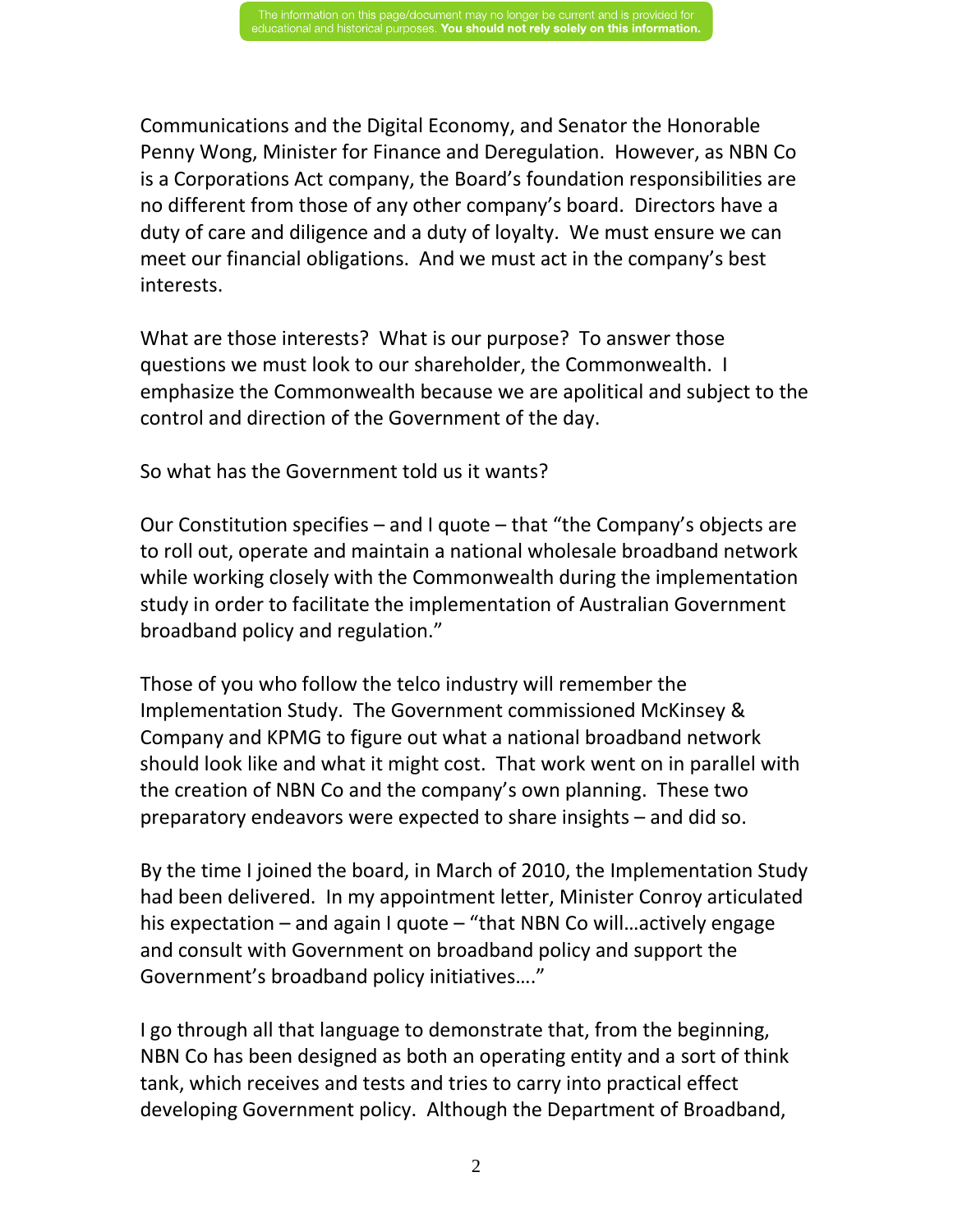Communications and the Digital Economy, and Senator the Honorable Penny Wong, Minister for Finance and Deregulation. However, as NBN Co is a Corporations Act company, the Board's foundation responsibilities are no different from those of any other company's board. Directors have a duty of care and diligence and a duty of loyalty. We must ensure we can meet our financial obligations. And we must act in the company's best interests.

What are those interests? What is our purpose? To answer those questions we must look to our shareholder, the Commonwealth. I emphasize the Commonwealth because we are apolitical and subject to the control and direction of the Government of the day.

So what has the Government told us it wants?

Our Constitution specifies – and I quote – that "the Company's objects are to roll out, operate and maintain a national wholesale broadband network while working closely with the Commonwealth during the implementation study in order to facilitate the implementation of Australian Government broadband policy and regulation."

Those of you who follow the telco industry will remember the Implementation Study. The Government commissioned McKinsey & Company and KPMG to figure out what a national broadband network should look like and what it might cost. That work went on in parallel with the creation of NBN Co and the company's own planning. These two preparatory endeavors were expected to share insights – and did so.

By the time I joined the board, in March of 2010, the Implementation Study had been delivered. In my appointment letter, Minister Conroy articulated his expectation – and again I quote – "that NBN Co will…actively engage and consult with Government on broadband policy and support the Government's broadband policy initiatives…."

I go through all that language to demonstrate that, from the beginning, NBN Co has been designed as both an operating entity and a sort of think tank, which receives and tests and tries to carry into practical effect developing Government policy. Although the Department of Broadband,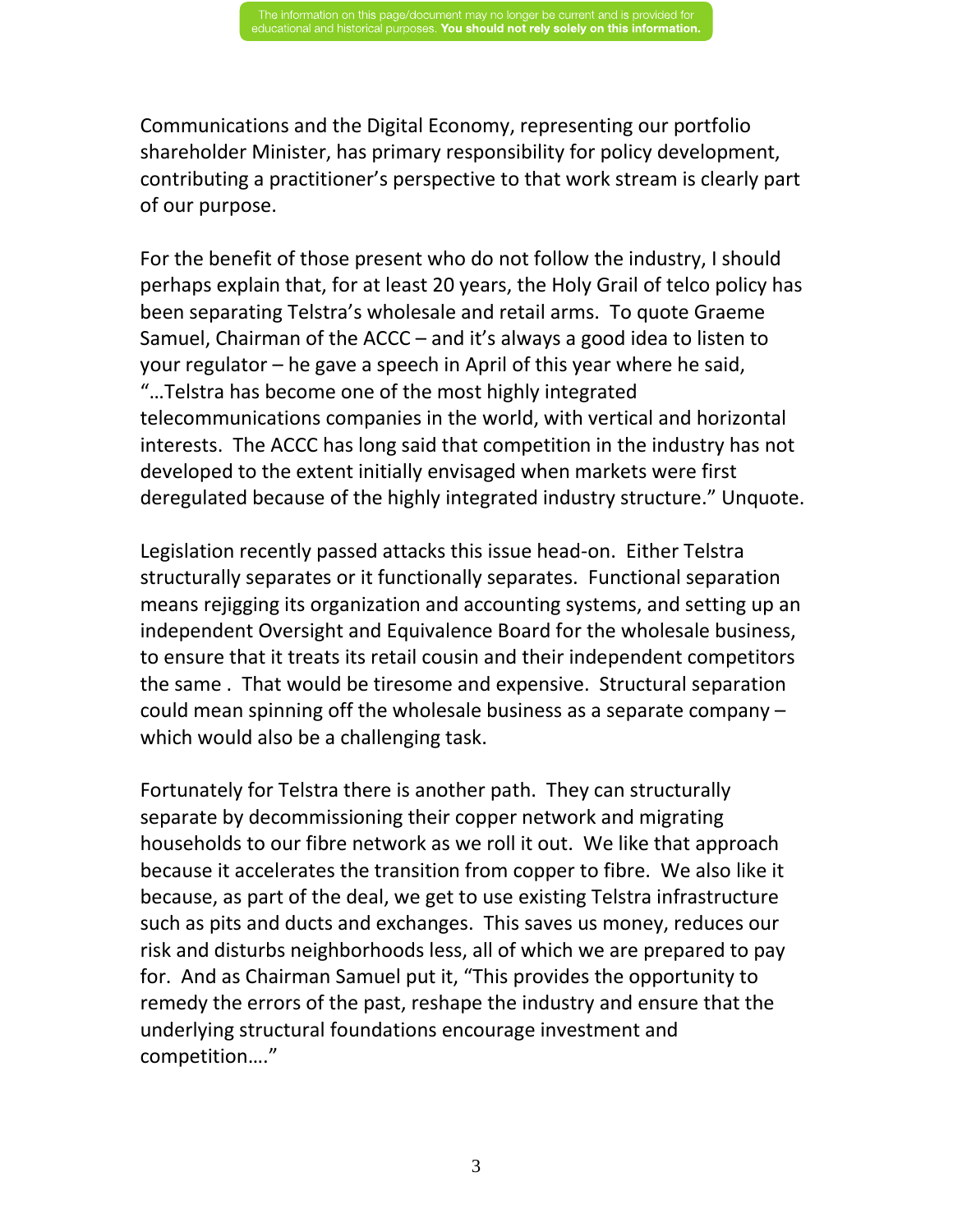Communications and the Digital Economy, representing our portfolio shareholder Minister, has primary responsibility for policy development, contributing a practitioner's perspective to that work stream is clearly part of our purpose.

For the benefit of those present who do not follow the industry, I should perhaps explain that, for at least 20 years, the Holy Grail of telco policy has been separating Telstra's wholesale and retail arms. To quote Graeme Samuel, Chairman of the ACCC – and it's always a good idea to listen to your regulator – he gave a speech in April of this year where he said, "…Telstra has become one of the most highly integrated telecommunications companies in the world, with vertical and horizontal interests. The ACCC has long said that competition in the industry has not developed to the extent initially envisaged when markets were first deregulated because of the highly integrated industry structure." Unquote.

Legislation recently passed attacks this issue head-on. Either Telstra structurally separates or it functionally separates. Functional separation means rejigging its organization and accounting systems, and setting up an independent Oversight and Equivalence Board for the wholesale business, to ensure that it treats its retail cousin and their independent competitors the same . That would be tiresome and expensive. Structural separation could mean spinning off the wholesale business as a separate company – which would also be a challenging task.

Fortunately for Telstra there is another path. They can structurally separate by decommissioning their copper network and migrating households to our fibre network as we roll it out. We like that approach because it accelerates the transition from copper to fibre. We also like it because, as part of the deal, we get to use existing Telstra infrastructure such as pits and ducts and exchanges. This saves us money, reduces our risk and disturbs neighborhoods less, all of which we are prepared to pay for. And as Chairman Samuel put it, "This provides the opportunity to remedy the errors of the past, reshape the industry and ensure that the underlying structural foundations encourage investment and competition…."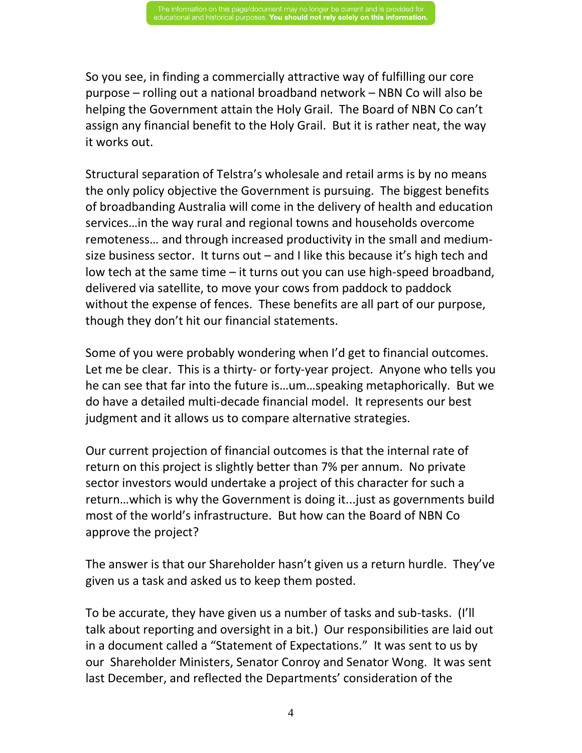So you see, in finding a commercially attractive way of fulfilling our core purpose – rolling out a national broadband network – NBN Co will also be helping the Government attain the Holy Grail. The Board of NBN Co can't assign any financial benefit to the Holy Grail. But it is rather neat, the way it works out.

Structural separation of Telstra's wholesale and retail arms is by no means the only policy objective the Government is pursuing. The biggest benefits of broadbanding Australia will come in the delivery of health and education services…in the way rural and regional towns and households overcome remoteness… and through increased productivity in the small and medium-size business sector. It turns out – and I like this because it's high tech and low tech at the same time – it turns out you can use high-speed broadband, delivered via satellite, to move your cows from paddock to paddock without the expense of fences. These benefits are all part of our purpose, though they don't hit our financial statements.

Some of you were probably wondering when I'd get to financial outcomes. Let me be clear. This is a thirty- or forty-year project. Anyone who tells you he can see that far into the future is…um…speaking metaphorically. But we do have a detailed multi-decade financial model. It represents our best judgment and it allows us to compare alternative strategies.

Our current projection of financial outcomes is that the internal rate of return on this project is slightly better than 7% per annum. No private sector investors would undertake a project of this character for such a return…which is why the Government is doing it...just as governments build most of the world's infrastructure. But how can the Board of NBN Co approve the project?

The answer is that our Shareholder hasn't given us a return hurdle. They've given us a task and asked us to keep them posted.

To be accurate, they have given us a number of tasks and sub-tasks. (I'll talk about reporting and oversight in a bit.) Our responsibilities are laid out in a document called a "Statement of Expectations." It was sent to us by our Shareholder Ministers, Senator Conroy and Senator Wong. It was sent last December, and reflected the Departments' consideration of the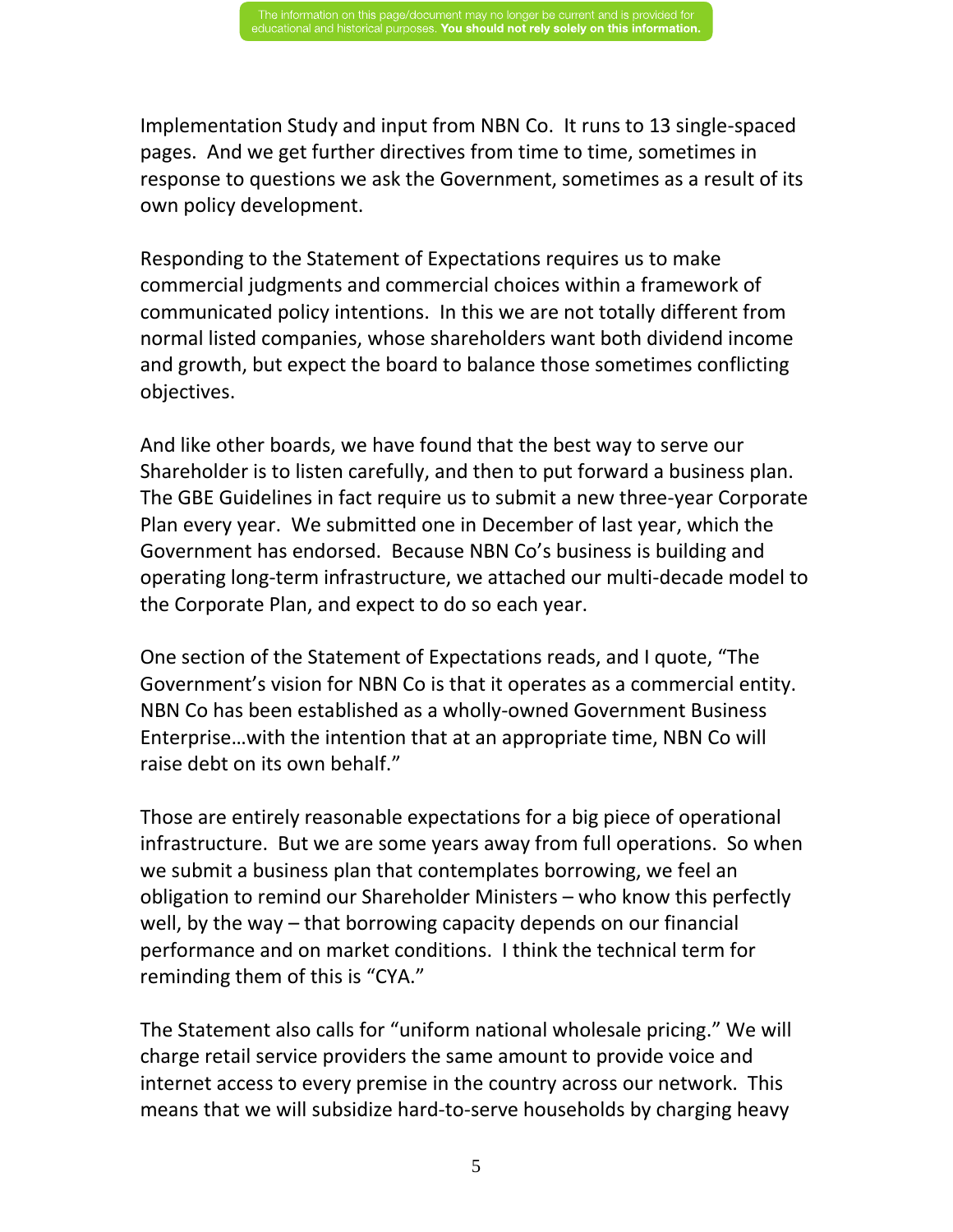Implementation Study and input from NBN Co. It runs to 13 single-spaced pages. And we get further directives from time to time, sometimes in response to questions we ask the Government, sometimes as a result of its own policy development.

Responding to the Statement of Expectations requires us to make commercial judgments and commercial choices within a framework of communicated policy intentions. In this we are not totally different from normal listed companies, whose shareholders want both dividend income and growth, but expect the board to balance those sometimes conflicting objectives.

And like other boards, we have found that the best way to serve our Shareholder is to listen carefully, and then to put forward a business plan. The GBE Guidelines in fact require us to submit a new three-year Corporate Plan every year. We submitted one in December of last year, which the Government has endorsed. Because NBN Co's business is building and operating long-term infrastructure, we attached our multi-decade model to the Corporate Plan, and expect to do so each year.

One section of the Statement of Expectations reads, and I quote, "The Government's vision for NBN Co is that it operates as a commercial entity. NBN Co has been established as a wholly-owned Government Business Enterprise…with the intention that at an appropriate time, NBN Co will raise debt on its own behalf."

Those are entirely reasonable expectations for a big piece of operational infrastructure. But we are some years away from full operations. So when we submit a business plan that contemplates borrowing, we feel an obligation to remind our Shareholder Ministers – who know this perfectly well, by the way – that borrowing capacity depends on our financial performance and on market conditions. I think the technical term for reminding them of this is "CYA."

The Statement also calls for "uniform national wholesale pricing." We will charge retail service providers the same amount to provide voice and internet access to every premise in the country across our network. This means that we will subsidize hard-to-serve households by charging heavy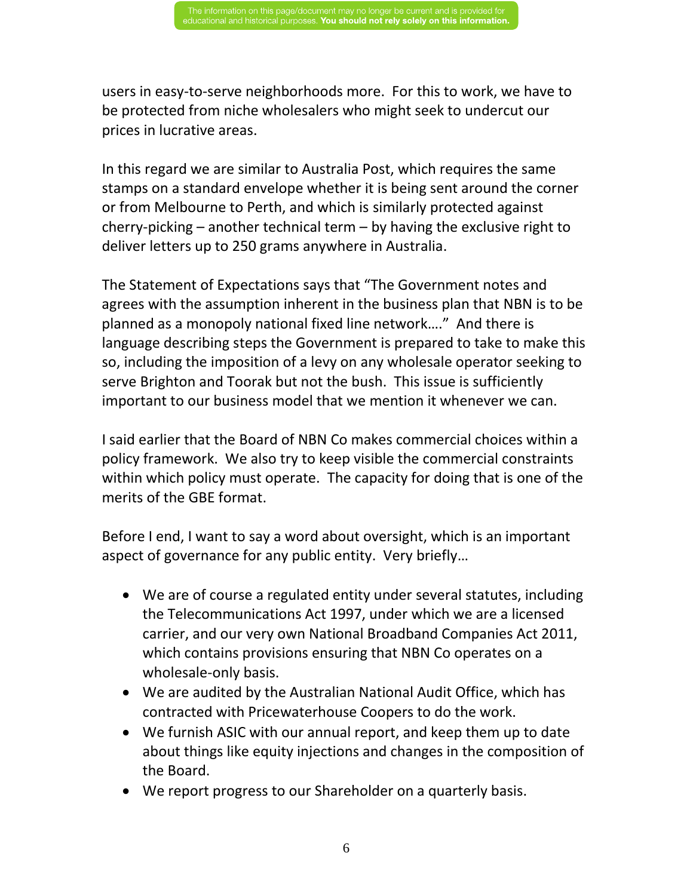users in easy-to-serve neighborhoods more. For this to work, we have to be protected from niche wholesalers who might seek to undercut our prices in lucrative areas.

In this regard we are similar to Australia Post, which requires the same stamps on a standard envelope whether it is being sent around the corner or from Melbourne to Perth, and which is similarly protected against cherry-picking – another technical term – by having the exclusive right to deliver letters up to 250 grams anywhere in Australia.

The Statement of Expectations says that "The Government notes and agrees with the assumption inherent in the business plan that NBN is to be planned as a monopoly national fixed line network…." And there is language describing steps the Government is prepared to take to make this so, including the imposition of a levy on any wholesale operator seeking to serve Brighton and Toorak but not the bush. This issue is sufficiently important to our business model that we mention it whenever we can.

I said earlier that the Board of NBN Co makes commercial choices within a policy framework. We also try to keep visible the commercial constraints within which policy must operate. The capacity for doing that is one of the merits of the GBE format.

Before I end, I want to say a word about oversight, which is an important aspect of governance for any public entity. Very briefly…

- We are of course a regulated entity under several statutes, including the Telecommunications Act 1997, under which we are a licensed carrier, and our very own National Broadband Companies Act 2011, which contains provisions ensuring that NBN Co operates on a wholesale-only basis.
- We are audited by the Australian National Audit Office, which has contracted with Pricewaterhouse Coopers to do the work.
- We furnish ASIC with our annual report, and keep them up to date about things like equity injections and changes in the composition of the Board.
- We report progress to our Shareholder on a quarterly basis.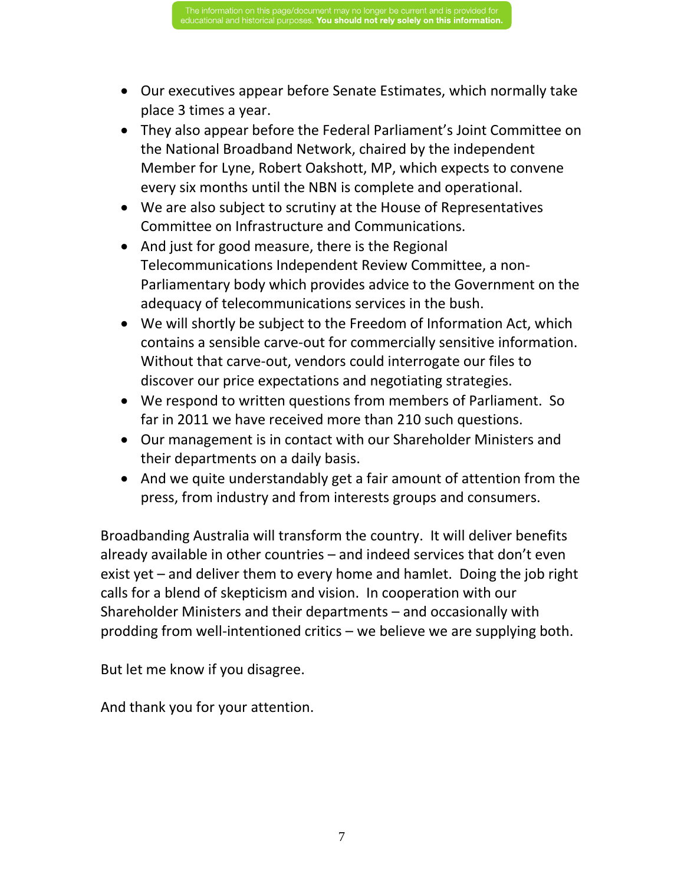- Our executives appear before Senate Estimates, which normally take place 3 times a year.
- They also appear before the Federal Parliament's Joint Committee on the National Broadband Network, chaired by the independent Member for Lyne, Robert Oakshott, MP, which expects to convene every six months until the NBN is complete and operational.
- We are also subject to scrutiny at the House of Representatives Committee on Infrastructure and Communications.
- And just for good measure, there is the Regional Telecommunications Independent Review Committee, a non-Parliamentary body which provides advice to the Government on the adequacy of telecommunications services in the bush.
- We will shortly be subject to the Freedom of Information Act, which contains a sensible carve-out for commercially sensitive information. Without that carve-out, vendors could interrogate our files to discover our price expectations and negotiating strategies.
- We respond to written questions from members of Parliament. So far in 2011 we have received more than 210 such questions.
- Our management is in contact with our Shareholder Ministers and their departments on a daily basis.
- And we quite understandably get a fair amount of attention from the press, from industry and from interests groups and consumers.

Broadbanding Australia will transform the country. It will deliver benefits already available in other countries – and indeed services that don't even exist yet – and deliver them to every home and hamlet. Doing the job right calls for a blend of skepticism and vision. In cooperation with our Shareholder Ministers and their departments – and occasionally with prodding from well-intentioned critics – we believe we are supplying both.

But let me know if you disagree.

And thank you for your attention.